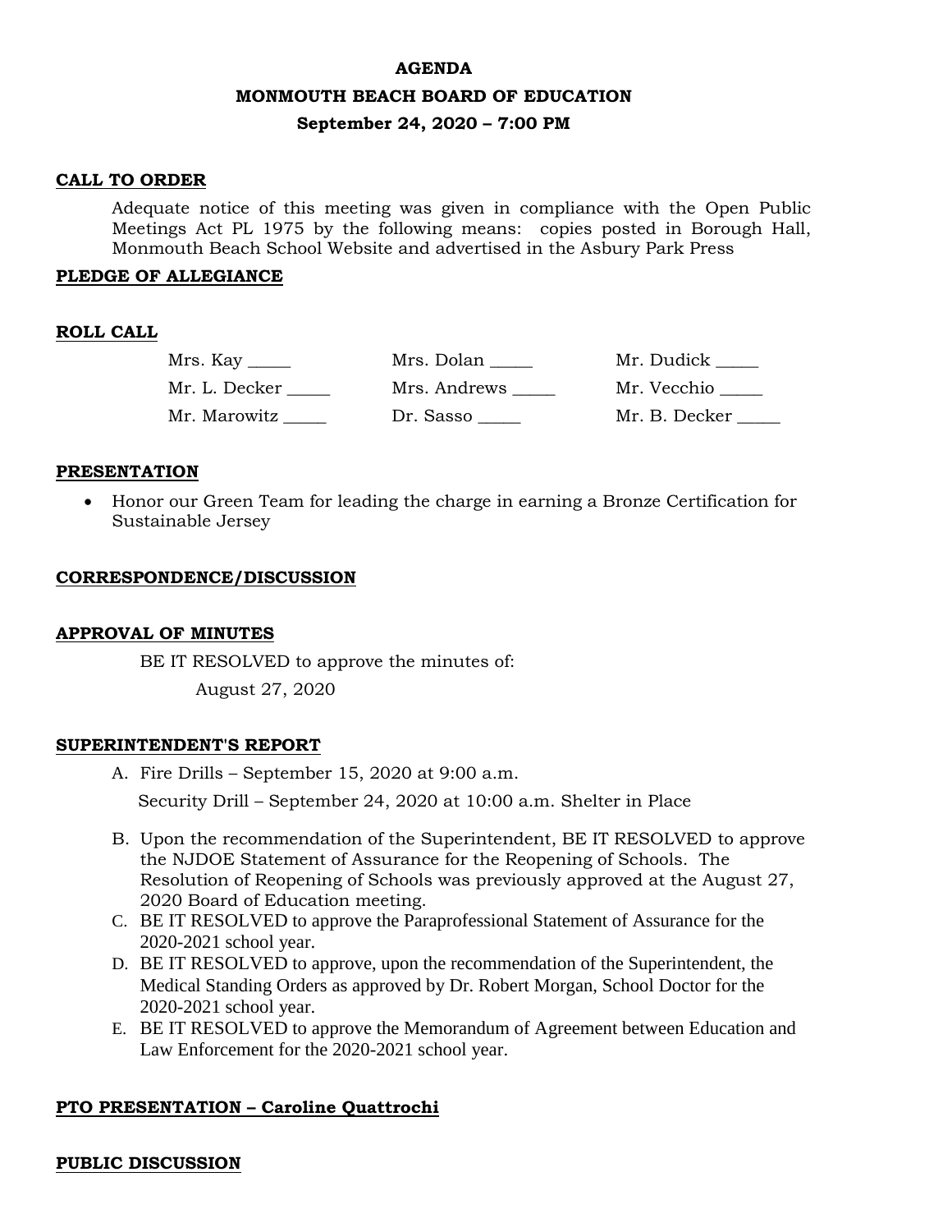**AGENDA**

**MONMOUTH BEACH BOARD OF EDUCATION**

**September 24, 2020 – 7:00 PM**

**CALL TO ORDER**

Adequate notice of this meeting was given in compliance with the Open Public Meetings Act PL 1975 by the following means: copies posted in Borough Hall, Monmouth Beach School Website and advertised in the Asbury Park Press

**PLEDGE OF ALLEGIANCE**

**ROLL CALL**

| | | |
|---|---|---|
| Mrs. Kay _____ | Mrs. Dolan _____ | Mr. Dudick _____ |
| Mr. L. Decker _____ | Mrs. Andrews _____ | Mr. Vecchio _____ |
| Mr. Marowitz _____ | Dr. Sasso _____ | Mr. B. Decker _____ |

**PRESENTATION**

- Honor our Green Team for leading the charge in earning a Bronze Certification for Sustainable Jersey

**CORRESPONDENCE/DISCUSSION**

**APPROVAL OF MINUTES**

BE IT RESOLVED to approve the minutes of:

August 27, 2020

**SUPERINTENDENT'S REPORT**

A. Fire Drills – September 15, 2020 at 9:00 a.m.
   Security Drill – September 24, 2020 at 10:00 a.m. Shelter in Place

B. Upon the recommendation of the Superintendent, BE IT RESOLVED to approve the NJDOE Statement of Assurance for the Reopening of Schools. The Resolution of Reopening of Schools was previously approved at the August 27, 2020 Board of Education meeting.

C. BE IT RESOLVED to approve the Paraprofessional Statement of Assurance for the 2020-2021 school year.

D. BE IT RESOLVED to approve, upon the recommendation of the Superintendent, the Medical Standing Orders as approved by Dr. Robert Morgan, School Doctor for the 2020-2021 school year.

E. BE IT RESOLVED to approve the Memorandum of Agreement between Education and Law Enforcement for the 2020-2021 school year.

**PTO PRESENTATION – Caroline Quattrochi**

**PUBLIC DISCUSSION**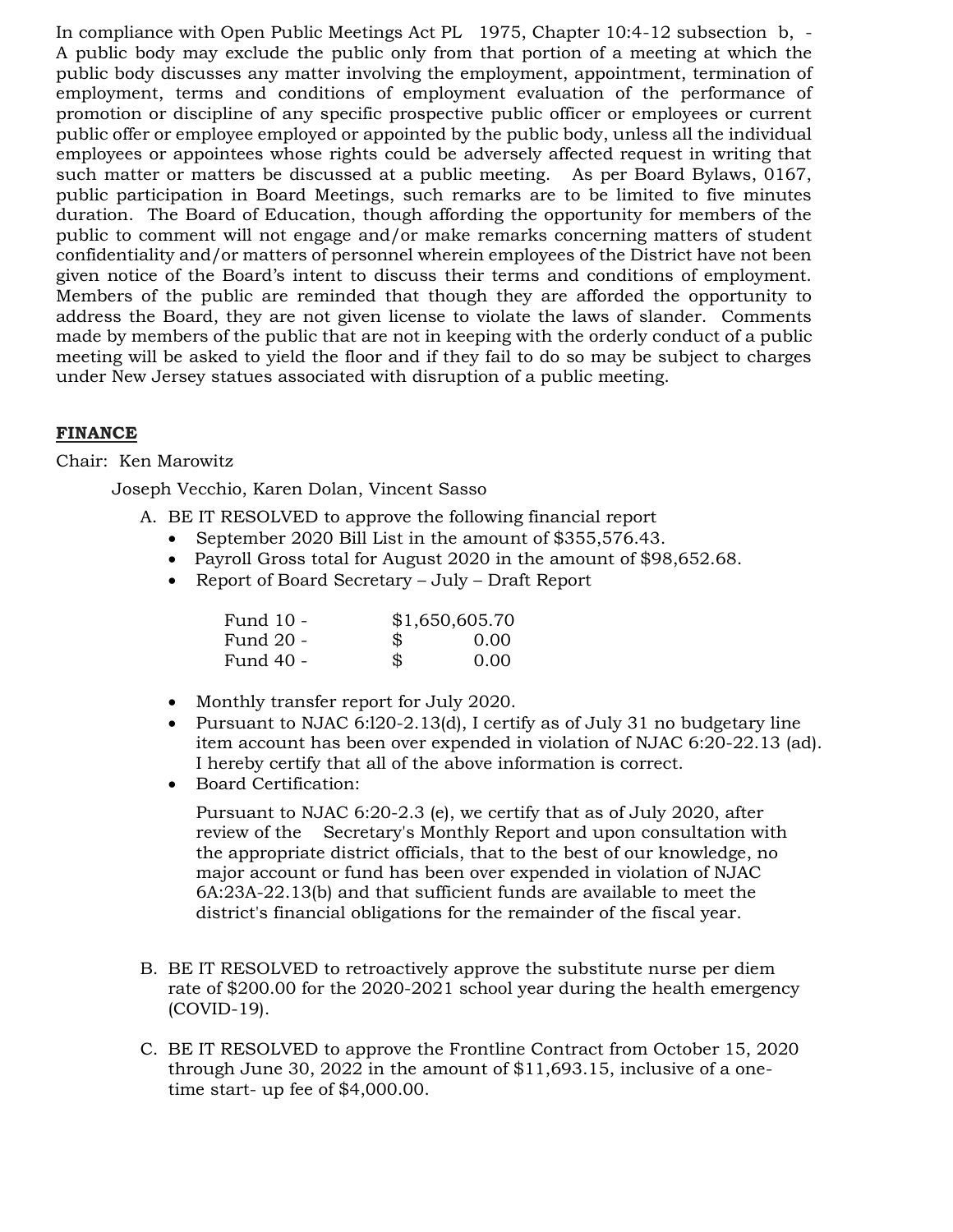In compliance with Open Public Meetings Act PL 1975, Chapter 10:4-12 subsection b, - A public body may exclude the public only from that portion of a meeting at which the public body discusses any matter involving the employment, appointment, termination of employment, terms and conditions of employment evaluation of the performance of promotion or discipline of any specific prospective public officer or employees or current public offer or employee employed or appointed by the public body, unless all the individual employees or appointees whose rights could be adversely affected request in writing that such matter or matters be discussed at a public meeting. As per Board Bylaws, 0167, public participation in Board Meetings, such remarks are to be limited to five minutes duration. The Board of Education, though affording the opportunity for members of the public to comment will not engage and/or make remarks concerning matters of student confidentiality and/or matters of personnel wherein employees of the District have not been given notice of the Board's intent to discuss their terms and conditions of employment. Members of the public are reminded that though they are afforded the opportunity to address the Board, they are not given license to violate the laws of slander. Comments made by members of the public that are not in keeping with the orderly conduct of a public meeting will be asked to yield the floor and if they fail to do so may be subject to charges under New Jersey statues associated with disruption of a public meeting.

**FINANCE**

Chair: Ken Marowitz

Joseph Vecchio, Karen Dolan, Vincent Sasso

A. BE IT RESOLVED to approve the following financial report
   - September 2020 Bill List in the amount of $355,576.43.
   - Payroll Gross total for August 2020 in the amount of $98,652.68.
   - Report of Board Secretary – July – Draft Report

     | | |
     |---|---|
     | Fund 10 - | $1,650,605.70 |
     | Fund 20 - | $ 0.00 |
     | Fund 40 - | $ 0.00 |

   - Monthly transfer report for July 2020.
   - Pursuant to NJAC 6:l20-2.13(d), I certify as of July 31 no budgetary line item account has been over expended in violation of NJAC 6:20-22.13 (ad). I hereby certify that all of the above information is correct.
   - Board Certification:

     Pursuant to NJAC 6:20-2.3 (e), we certify that as of July 2020, after review of the Secretary's Monthly Report and upon consultation with the appropriate district officials, that to the best of our knowledge, no major account or fund has been over expended in violation of NJAC 6A:23A-22.13(b) and that sufficient funds are available to meet the district's financial obligations for the remainder of the fiscal year.

B. BE IT RESOLVED to retroactively approve the substitute nurse per diem rate of $200.00 for the 2020-2021 school year during the health emergency (COVID-19).

C. BE IT RESOLVED to approve the Frontline Contract from October 15, 2020 through June 30, 2022 in the amount of $11,693.15, inclusive of a one-time start- up fee of $4,000.00.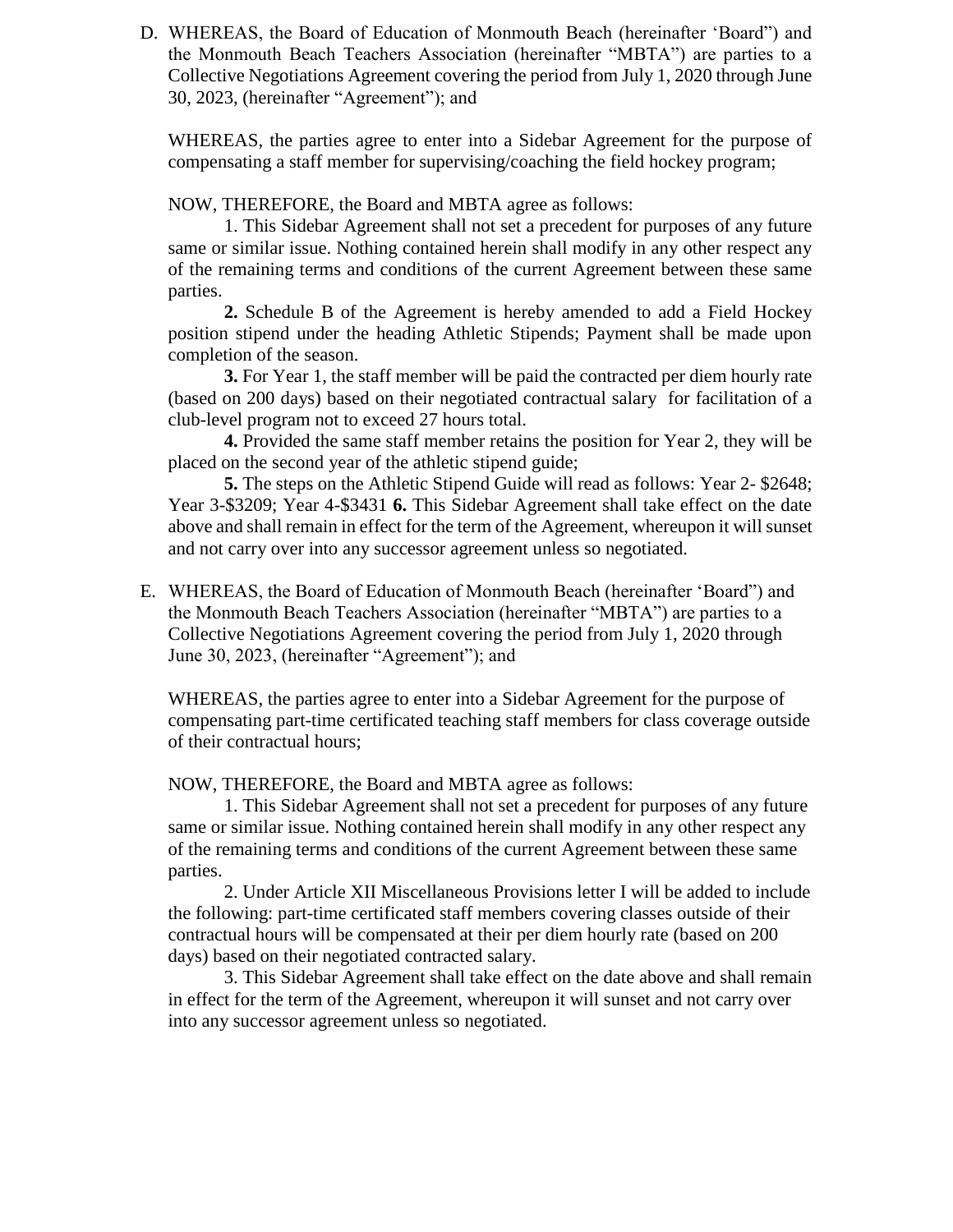D. WHEREAS, the Board of Education of Monmouth Beach (hereinafter 'Board") and the Monmouth Beach Teachers Association (hereinafter "MBTA") are parties to a Collective Negotiations Agreement covering the period from July 1, 2020 through June 30, 2023, (hereinafter "Agreement"); and

WHEREAS, the parties agree to enter into a Sidebar Agreement for the purpose of compensating a staff member for supervising/coaching the field hockey program;

NOW, THEREFORE, the Board and MBTA agree as follows:

1. This Sidebar Agreement shall not set a precedent for purposes of any future same or similar issue. Nothing contained herein shall modify in any other respect any of the remaining terms and conditions of the current Agreement between these same parties.

**2.** Schedule B of the Agreement is hereby amended to add a Field Hockey position stipend under the heading Athletic Stipends; Payment shall be made upon completion of the season.

**3.** For Year 1, the staff member will be paid the contracted per diem hourly rate (based on 200 days) based on their negotiated contractual salary for facilitation of a club-level program not to exceed 27 hours total.

**4.** Provided the same staff member retains the position for Year 2, they will be placed on the second year of the athletic stipend guide;

**5.** The steps on the Athletic Stipend Guide will read as follows: Year 2- $2648; Year 3-$3209; Year 4-$3431 **6.** This Sidebar Agreement shall take effect on the date above and shall remain in effect for the term of the Agreement, whereupon it will sunset and not carry over into any successor agreement unless so negotiated.

E. WHEREAS, the Board of Education of Monmouth Beach (hereinafter 'Board") and the Monmouth Beach Teachers Association (hereinafter "MBTA") are parties to a Collective Negotiations Agreement covering the period from July 1, 2020 through June 30, 2023, (hereinafter "Agreement"); and

WHEREAS, the parties agree to enter into a Sidebar Agreement for the purpose of compensating part-time certificated teaching staff members for class coverage outside of their contractual hours;

NOW, THEREFORE, the Board and MBTA agree as follows:

1. This Sidebar Agreement shall not set a precedent for purposes of any future same or similar issue. Nothing contained herein shall modify in any other respect any of the remaining terms and conditions of the current Agreement between these same parties.

2. Under Article XII Miscellaneous Provisions letter I will be added to include the following: part-time certificated staff members covering classes outside of their contractual hours will be compensated at their per diem hourly rate (based on 200 days) based on their negotiated contracted salary.

3. This Sidebar Agreement shall take effect on the date above and shall remain in effect for the term of the Agreement, whereupon it will sunset and not carry over into any successor agreement unless so negotiated.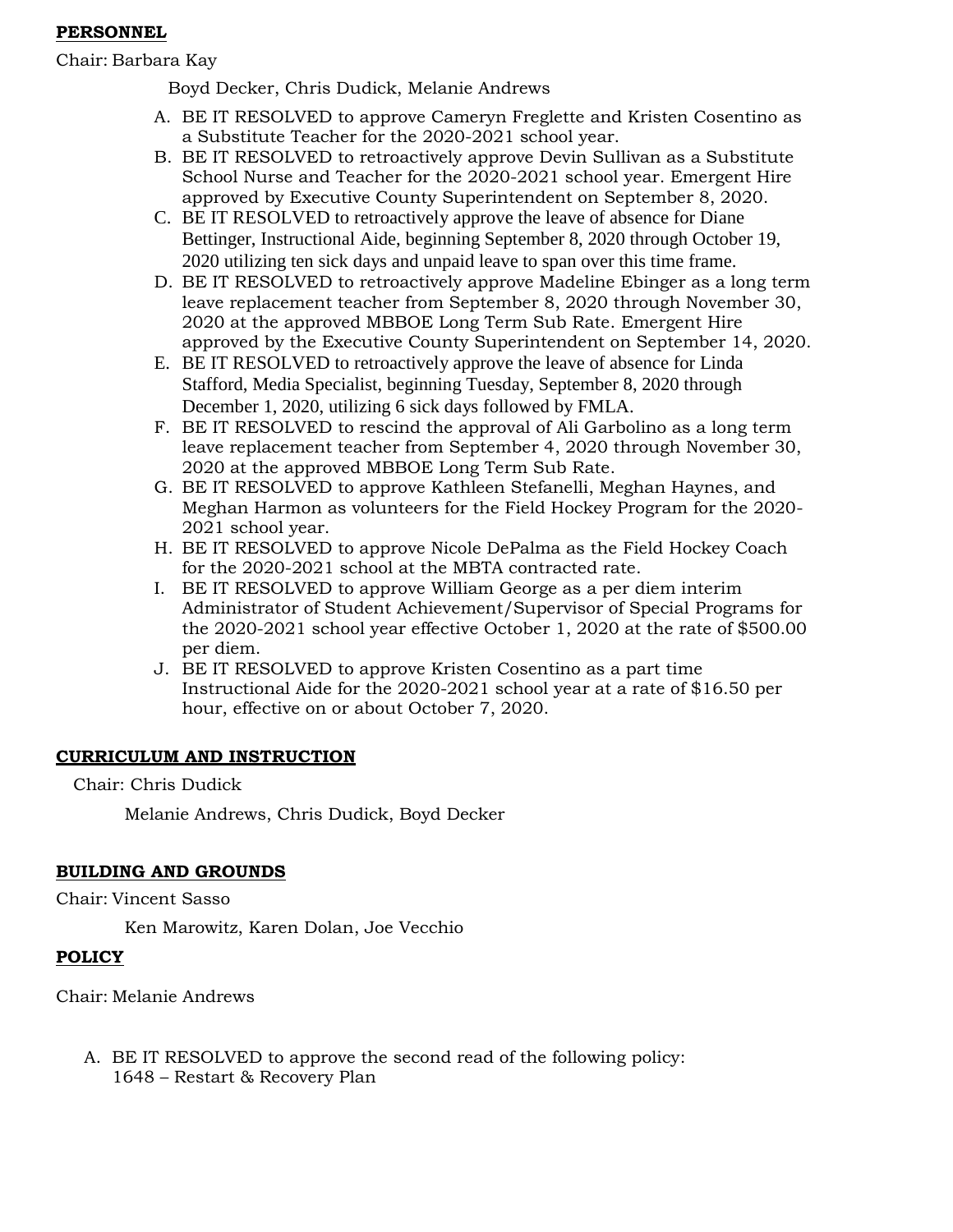**PERSONNEL**

Chair: Barbara Kay

Boyd Decker, Chris Dudick, Melanie Andrews

A. BE IT RESOLVED to approve Cameryn Freglette and Kristen Cosentino as a Substitute Teacher for the 2020-2021 school year.
B. BE IT RESOLVED to retroactively approve Devin Sullivan as a Substitute School Nurse and Teacher for the 2020-2021 school year. Emergent Hire approved by Executive County Superintendent on September 8, 2020.
C. BE IT RESOLVED to retroactively approve the leave of absence for Diane Bettinger, Instructional Aide, beginning September 8, 2020 through October 19, 2020 utilizing ten sick days and unpaid leave to span over this time frame.
D. BE IT RESOLVED to retroactively approve Madeline Ebinger as a long term leave replacement teacher from September 8, 2020 through November 30, 2020 at the approved MBBOE Long Term Sub Rate. Emergent Hire approved by the Executive County Superintendent on September 14, 2020.
E. BE IT RESOLVED to retroactively approve the leave of absence for Linda Stafford, Media Specialist, beginning Tuesday, September 8, 2020 through December 1, 2020, utilizing 6 sick days followed by FMLA.
F. BE IT RESOLVED to rescind the approval of Ali Garbolino as a long term leave replacement teacher from September 4, 2020 through November 30, 2020 at the approved MBBOE Long Term Sub Rate.
G. BE IT RESOLVED to approve Kathleen Stefanelli, Meghan Haynes, and Meghan Harmon as volunteers for the Field Hockey Program for the 2020-2021 school year.
H. BE IT RESOLVED to approve Nicole DePalma as the Field Hockey Coach for the 2020-2021 school at the MBTA contracted rate.
I. BE IT RESOLVED to approve William George as a per diem interim Administrator of Student Achievement/Supervisor of Special Programs for the 2020-2021 school year effective October 1, 2020 at the rate of $500.00 per diem.
J. BE IT RESOLVED to approve Kristen Cosentino as a part time Instructional Aide for the 2020-2021 school year at a rate of $16.50 per hour, effective on or about October 7, 2020.

**CURRICULUM AND INSTRUCTION**

Chair: Chris Dudick

Melanie Andrews, Chris Dudick, Boyd Decker

**BUILDING AND GROUNDS**

Chair: Vincent Sasso

Ken Marowitz, Karen Dolan, Joe Vecchio

**POLICY**

Chair: Melanie Andrews

A. BE IT RESOLVED to approve the second read of the following policy:
   1648 – Restart & Recovery Plan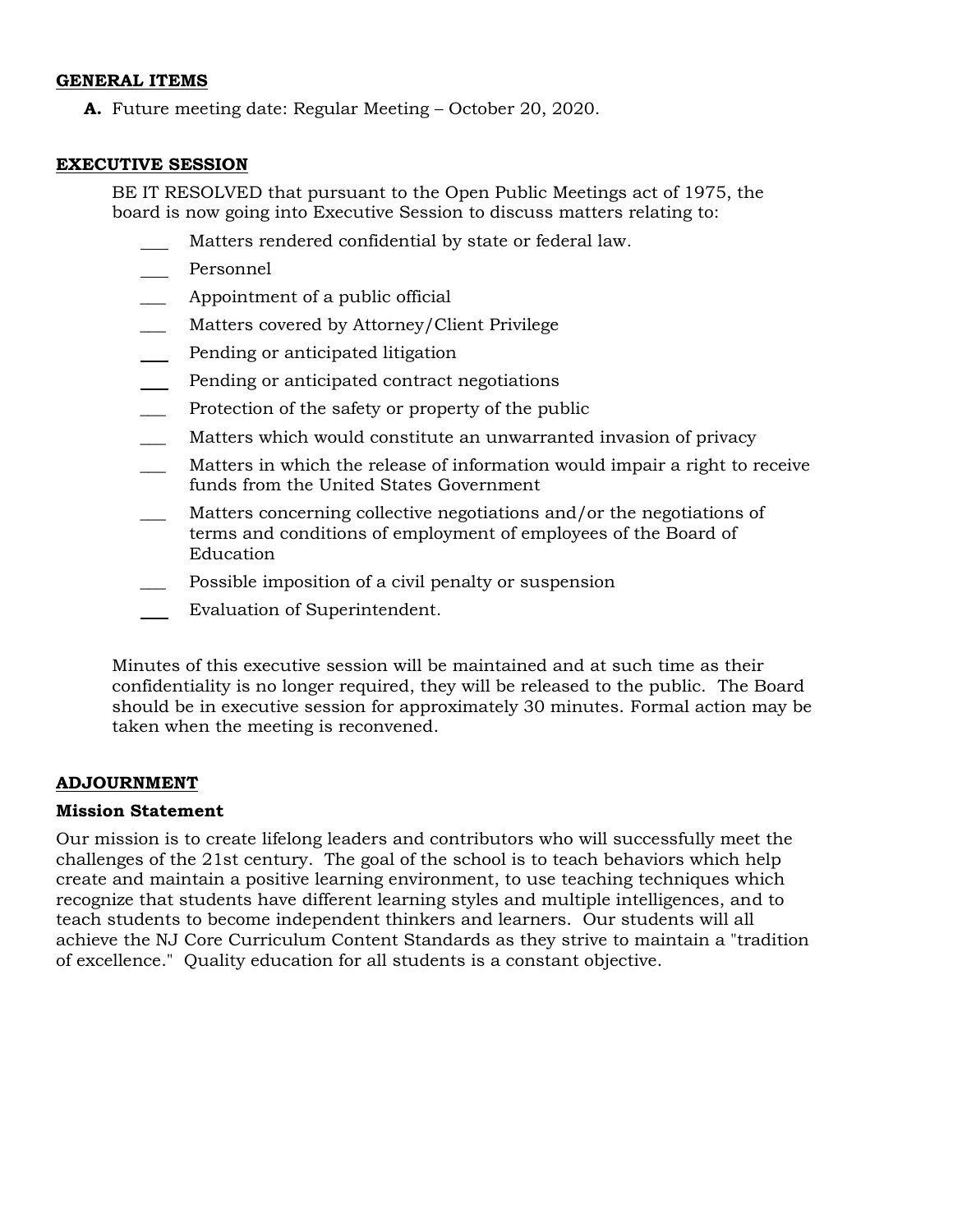**GENERAL ITEMS**

**A.** Future meeting date: Regular Meeting – October 20, 2020.

**EXECUTIVE SESSION**

BE IT RESOLVED that pursuant to the Open Public Meetings act of 1975, the board is now going into Executive Session to discuss matters relating to:

- \_\_\_ Matters rendered confidential by state or federal law.
- \_\_\_ Personnel
- \_\_\_ Appointment of a public official
- \_\_\_ Matters covered by Attorney/Client Privilege
- \_\_\_ Pending or anticipated litigation
- \_\_\_ Pending or anticipated contract negotiations
- \_\_\_ Protection of the safety or property of the public
- \_\_\_ Matters which would constitute an unwarranted invasion of privacy
- \_\_\_ Matters in which the release of information would impair a right to receive funds from the United States Government
- \_\_\_ Matters concerning collective negotiations and/or the negotiations of terms and conditions of employment of employees of the Board of Education
- \_\_\_ Possible imposition of a civil penalty or suspension
- \_\_\_ Evaluation of Superintendent.

Minutes of this executive session will be maintained and at such time as their confidentiality is no longer required, they will be released to the public. The Board should be in executive session for approximately 30 minutes. Formal action may be taken when the meeting is reconvened.

**ADJOURNMENT**

**Mission Statement**

Our mission is to create lifelong leaders and contributors who will successfully meet the challenges of the 21st century. The goal of the school is to teach behaviors which help create and maintain a positive learning environment, to use teaching techniques which recognize that students have different learning styles and multiple intelligences, and to teach students to become independent thinkers and learners. Our students will all achieve the NJ Core Curriculum Content Standards as they strive to maintain a "tradition of excellence." Quality education for all students is a constant objective.